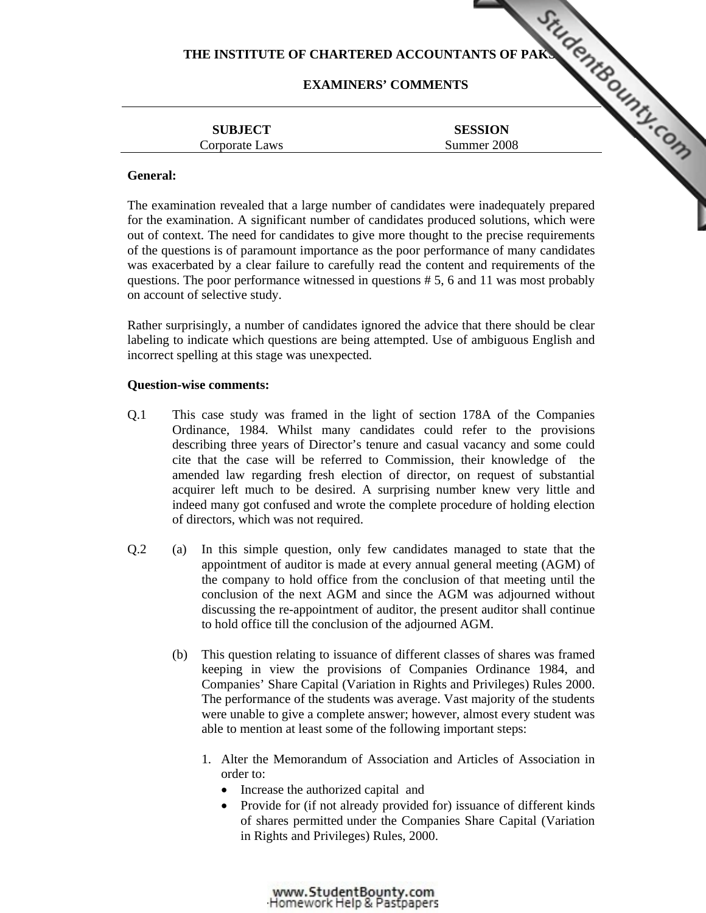**THE INSTITUTE OF CHARTERED ACCOUNTANTS OF PAKISTAN**

**EXAMINERS' COMMENTS**

| **SUBJECT** | **SESSION** |
|---|---|
| Corporate Laws | Summer 2008 |

**General:**

The examination revealed that a large number of candidates were inadequately prepared for the examination. A significant number of candidates produced solutions, which were out of context. The need for candidates to give more thought to the precise requirements of the questions is of paramount importance as the poor performance of many candidates was exacerbated by a clear failure to carefully read the content and requirements of the questions. The poor performance witnessed in questions # 5, 6 and 11 was most probably on account of selective study.

Rather surprisingly, a number of candidates ignored the advice that there should be clear labeling to indicate which questions are being attempted. Use of ambiguous English and incorrect spelling at this stage was unexpected.

**Question-wise comments:**

Q.1 This case study was framed in the light of section 178A of the Companies Ordinance, 1984. Whilst many candidates could refer to the provisions describing three years of Director's tenure and casual vacancy and some could cite that the case will be referred to Commission, their knowledge of the amended law regarding fresh election of director, on request of substantial acquirer left much to be desired. A surprising number knew very little and indeed many got confused and wrote the complete procedure of holding election of directors, which was not required.

Q.2 (a) In this simple question, only few candidates managed to state that the appointment of auditor is made at every annual general meeting (AGM) of the company to hold office from the conclusion of that meeting until the conclusion of the next AGM and since the AGM was adjourned without discussing the re-appointment of auditor, the present auditor shall continue to hold office till the conclusion of the adjourned AGM.

(b) This question relating to issuance of different classes of shares was framed keeping in view the provisions of Companies Ordinance 1984, and Companies' Share Capital (Variation in Rights and Privileges) Rules 2000. The performance of the students was average. Vast majority of the students were unable to give a complete answer; however, almost every student was able to mention at least some of the following important steps:

1. Alter the Memorandum of Association and Articles of Association in order to:
   - Increase the authorized capital and
   - Provide for (if not already provided for) issuance of different kinds of shares permitted under the Companies Share Capital (Variation in Rights and Privileges) Rules, 2000.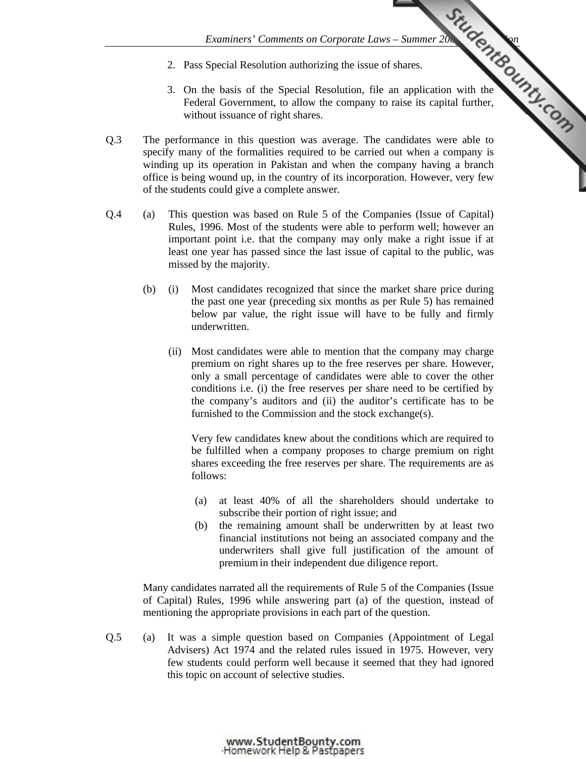2. Pass Special Resolution authorizing the issue of shares.

3. On the basis of the Special Resolution, file an application with the Federal Government, to allow the company to raise its capital further, without issuance of right shares.

Q.3 The performance in this question was average. The candidates were able to specify many of the formalities required to be carried out when a company is winding up its operation in Pakistan and when the company having a branch office is being wound up, in the country of its incorporation. However, very few of the students could give a complete answer.

Q.4 (a) This question was based on Rule 5 of the Companies (Issue of Capital) Rules, 1996. Most of the students were able to perform well; however an important point i.e. that the company may only make a right issue if at least one year has passed since the last issue of capital to the public, was missed by the majority.

(b) (i) Most candidates recognized that since the market share price during the past one year (preceding six months as per Rule 5) has remained below par value, the right issue will have to be fully and firmly underwritten.

(ii) Most candidates were able to mention that the company may charge premium on right shares up to the free reserves per share. However, only a small percentage of candidates were able to cover the other conditions i.e. (i) the free reserves per share need to be certified by the company's auditors and (ii) the auditor's certificate has to be furnished to the Commission and the stock exchange(s).

Very few candidates knew about the conditions which are required to be fulfilled when a company proposes to charge premium on right shares exceeding the free reserves per share. The requirements are as follows:

(a) at least 40% of all the shareholders should undertake to subscribe their portion of right issue; and
(b) the remaining amount shall be underwritten by at least two financial institutions not being an associated company and the underwriters shall give full justification of the amount of premium in their independent due diligence report.

Many candidates narrated all the requirements of Rule 5 of the Companies (Issue of Capital) Rules, 1996 while answering part (a) of the question, instead of mentioning the appropriate provisions in each part of the question.

Q.5 (a) It was a simple question based on Companies (Appointment of Legal Advisers) Act 1974 and the related rules issued in 1975. However, very few students could perform well because it seemed that they had ignored this topic on account of selective studies.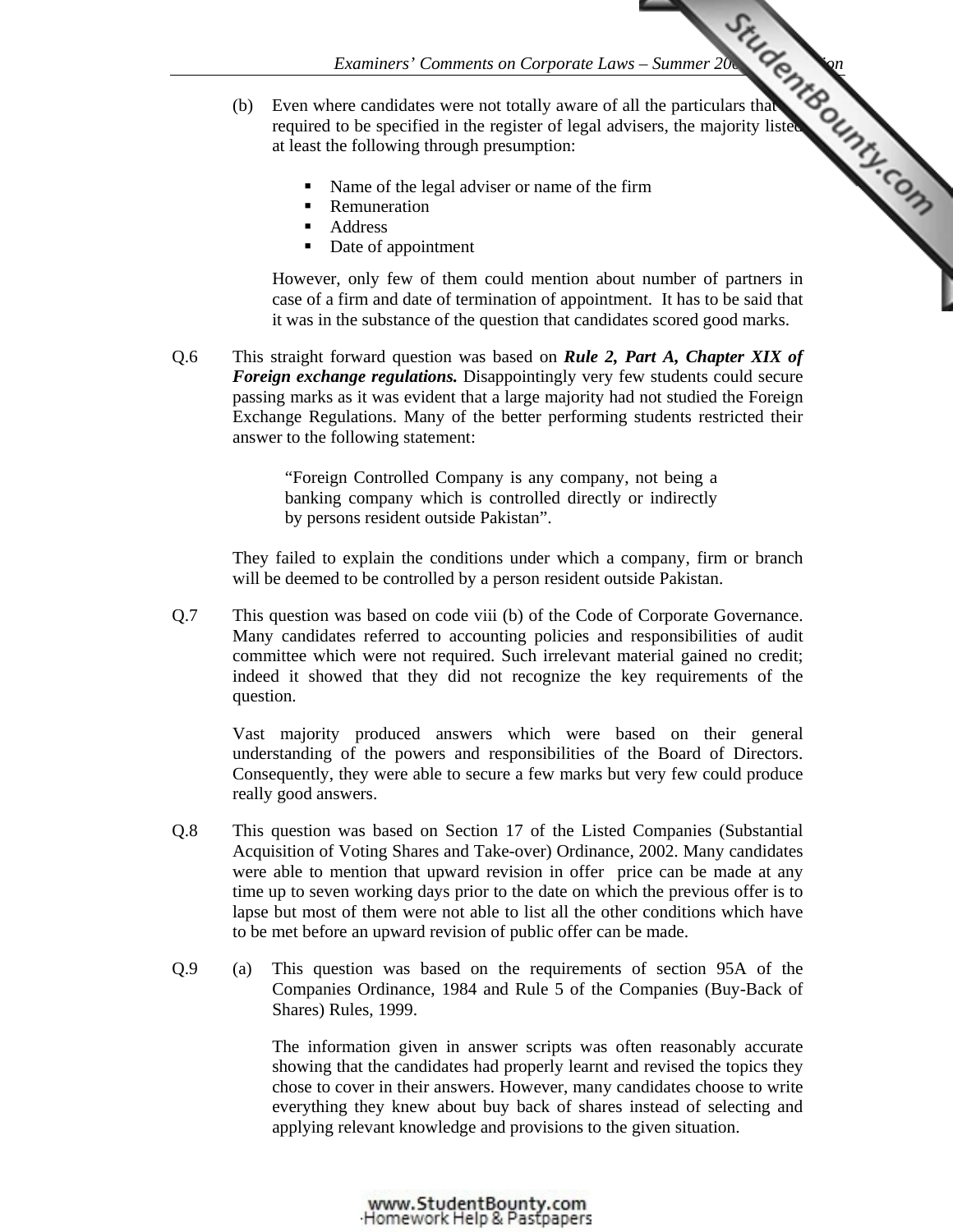(b) Even where candidates were not totally aware of all the particulars that were required to be specified in the register of legal advisers, the majority listed at least the following through presumption:

- Name of the legal adviser or name of the firm
- Remuneration
- Address
- Date of appointment

However, only few of them could mention about number of partners in case of a firm and date of termination of appointment. It has to be said that it was in the substance of the question that candidates scored good marks.

Q.6 This straight forward question was based on ***Rule 2, Part A, Chapter XIX of Foreign exchange regulations.*** Disappointingly very few students could secure passing marks as it was evident that a large majority had not studied the Foreign Exchange Regulations. Many of the better performing students restricted their answer to the following statement:

> "Foreign Controlled Company is any company, not being a banking company which is controlled directly or indirectly by persons resident outside Pakistan".

They failed to explain the conditions under which a company, firm or branch will be deemed to be controlled by a person resident outside Pakistan.

Q.7 This question was based on code viii (b) of the Code of Corporate Governance. Many candidates referred to accounting policies and responsibilities of audit committee which were not required. Such irrelevant material gained no credit; indeed it showed that they did not recognize the key requirements of the question.

Vast majority produced answers which were based on their general understanding of the powers and responsibilities of the Board of Directors. Consequently, they were able to secure a few marks but very few could produce really good answers.

Q.8 This question was based on Section 17 of the Listed Companies (Substantial Acquisition of Voting Shares and Take-over) Ordinance, 2002. Many candidates were able to mention that upward revision in offer price can be made at any time up to seven working days prior to the date on which the previous offer is to lapse but most of them were not able to list all the other conditions which have to be met before an upward revision of public offer can be made.

Q.9 (a) This question was based on the requirements of section 95A of the Companies Ordinance, 1984 and Rule 5 of the Companies (Buy-Back of Shares) Rules, 1999.

The information given in answer scripts was often reasonably accurate showing that the candidates had properly learnt and revised the topics they chose to cover in their answers. However, many candidates choose to write everything they knew about buy back of shares instead of selecting and applying relevant knowledge and provisions to the given situation.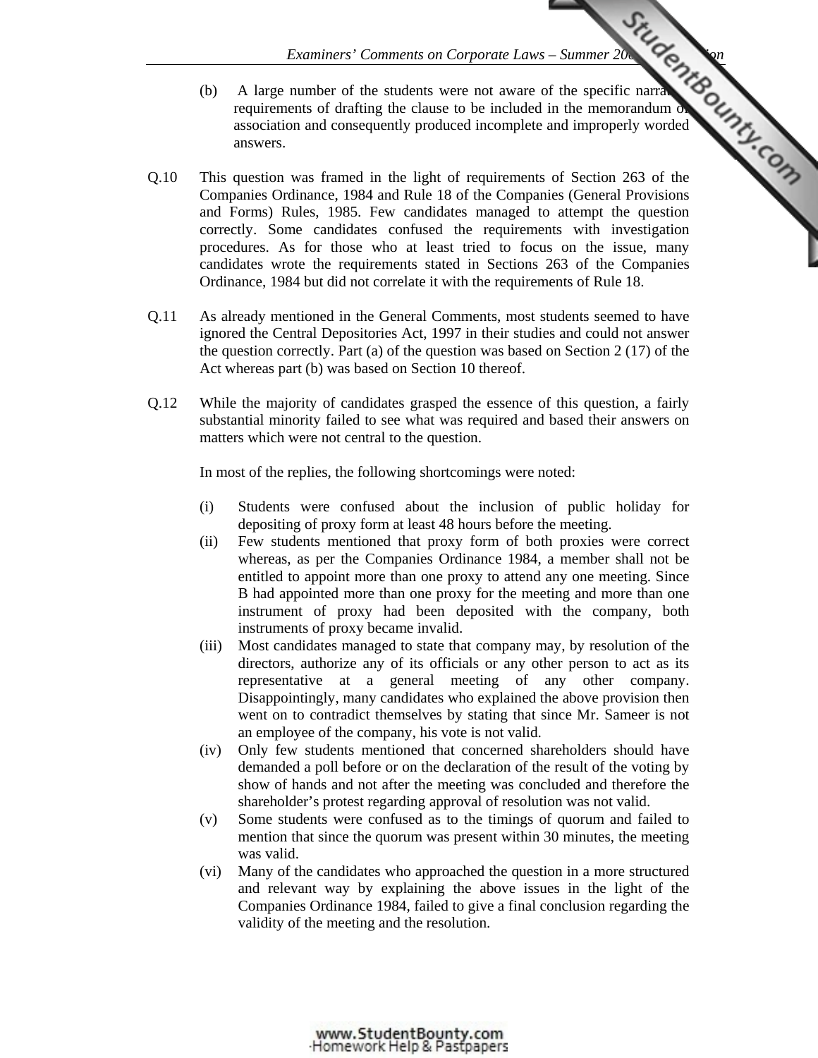(b) A large number of the students were not aware of the specific narrative requirements of drafting the clause to be included in the memorandum of association and consequently produced incomplete and improperly worded answers.

Q.10 This question was framed in the light of requirements of Section 263 of the Companies Ordinance, 1984 and Rule 18 of the Companies (General Provisions and Forms) Rules, 1985. Few candidates managed to attempt the question correctly. Some candidates confused the requirements with investigation procedures. As for those who at least tried to focus on the issue, many candidates wrote the requirements stated in Sections 263 of the Companies Ordinance, 1984 but did not correlate it with the requirements of Rule 18.

Q.11 As already mentioned in the General Comments, most students seemed to have ignored the Central Depositories Act, 1997 in their studies and could not answer the question correctly. Part (a) of the question was based on Section 2 (17) of the Act whereas part (b) was based on Section 10 thereof.

Q.12 While the majority of candidates grasped the essence of this question, a fairly substantial minority failed to see what was required and based their answers on matters which were not central to the question.

In most of the replies, the following shortcomings were noted:

(i) Students were confused about the inclusion of public holiday for depositing of proxy form at least 48 hours before the meeting.

(ii) Few students mentioned that proxy form of both proxies were correct whereas, as per the Companies Ordinance 1984, a member shall not be entitled to appoint more than one proxy to attend any one meeting. Since B had appointed more than one proxy for the meeting and more than one instrument of proxy had been deposited with the company, both instruments of proxy became invalid.

(iii) Most candidates managed to state that company may, by resolution of the directors, authorize any of its officials or any other person to act as its representative at a general meeting of any other company. Disappointingly, many candidates who explained the above provision then went on to contradict themselves by stating that since Mr. Sameer is not an employee of the company, his vote is not valid.

(iv) Only few students mentioned that concerned shareholders should have demanded a poll before or on the declaration of the result of the voting by show of hands and not after the meeting was concluded and therefore the shareholder's protest regarding approval of resolution was not valid.

(v) Some students were confused as to the timings of quorum and failed to mention that since the quorum was present within 30 minutes, the meeting was valid.

(vi) Many of the candidates who approached the question in a more structured and relevant way by explaining the above issues in the light of the Companies Ordinance 1984, failed to give a final conclusion regarding the validity of the meeting and the resolution.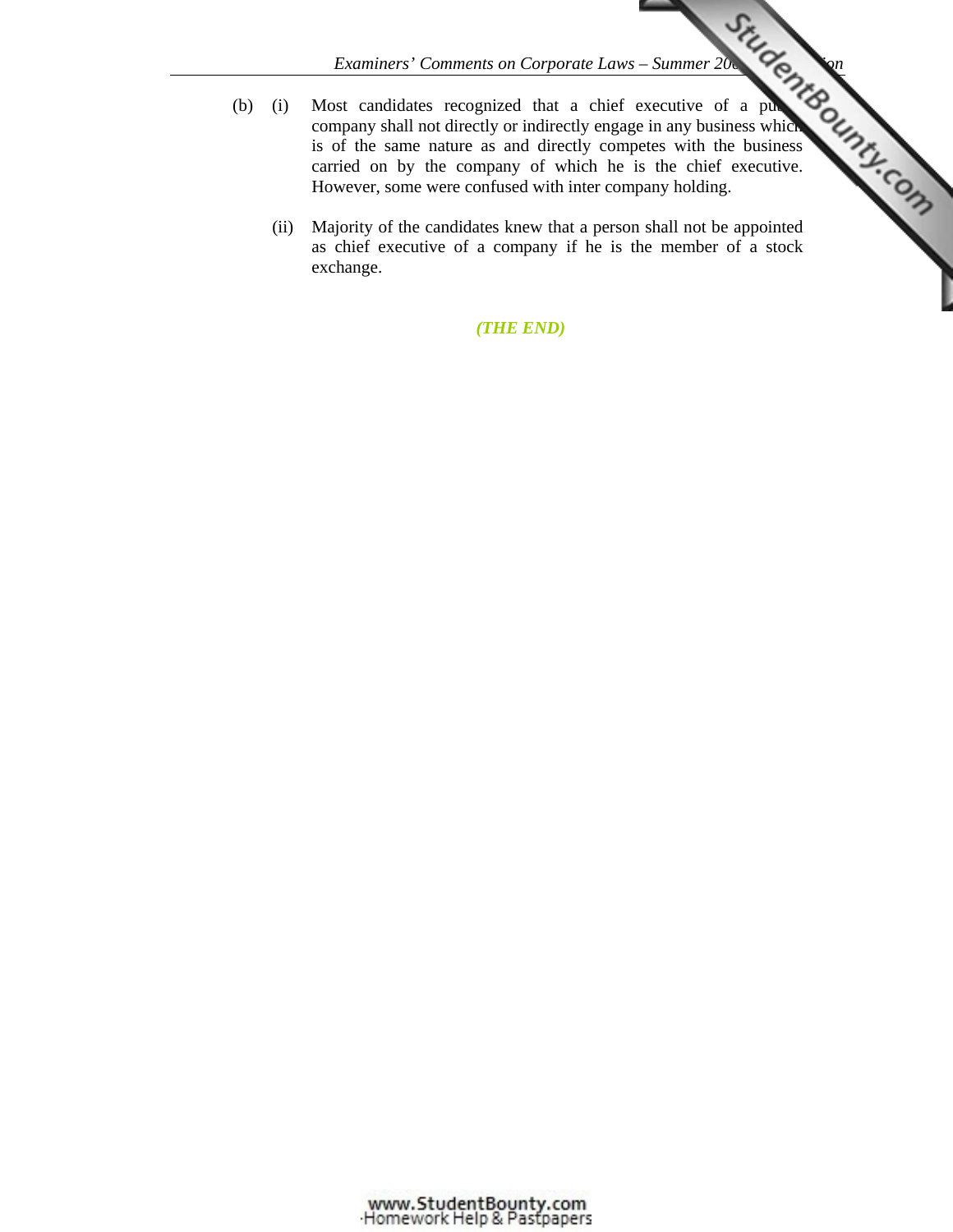(b) (i) Most candidates recognized that a chief executive of a public company shall not directly or indirectly engage in any business which is of the same nature as and directly competes with the business carried on by the company of which he is the chief executive. However, some were confused with inter company holding.

(ii) Majority of the candidates knew that a person shall not be appointed as chief executive of a company if he is the member of a stock exchange.

***(THE END)***